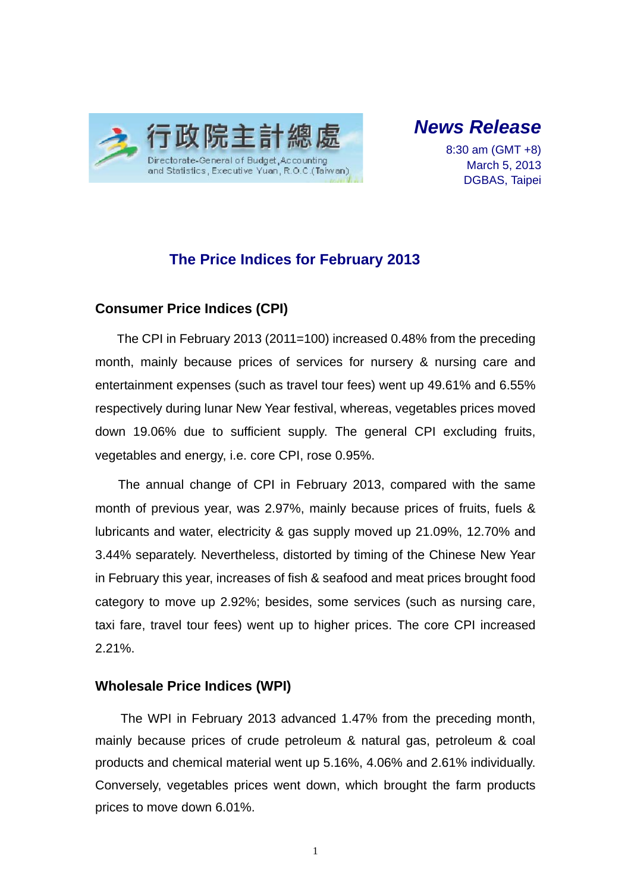行政院主計總處

Directorate-General of Budget, Accounting and Statistics, Executive Yuan, R.O.C.(Taiwan)

***News Release***

8:30 am (GMT +8)
March 5, 2013
DGBAS, Taipei

# The Price Indices for February 2013

## Consumer Price Indices (CPI)

The CPI in February 2013 (2011=100) increased 0.48% from the preceding month, mainly because prices of services for nursery & nursing care and entertainment expenses (such as travel tour fees) went up 49.61% and 6.55% respectively during lunar New Year festival, whereas, vegetables prices moved down 19.06% due to sufficient supply. The general CPI excluding fruits, vegetables and energy, i.e. core CPI, rose 0.95%.

The annual change of CPI in February 2013, compared with the same month of previous year, was 2.97%, mainly because prices of fruits, fuels & lubricants and water, electricity & gas supply moved up 21.09%, 12.70% and 3.44% separately. Nevertheless, distorted by timing of the Chinese New Year in February this year, increases of fish & seafood and meat prices brought food category to move up 2.92%; besides, some services (such as nursing care, taxi fare, travel tour fees) went up to higher prices. The core CPI increased 2.21%.

## Wholesale Price Indices (WPI)

The WPI in February 2013 advanced 1.47% from the preceding month, mainly because prices of crude petroleum & natural gas, petroleum & coal products and chemical material went up 5.16%, 4.06% and 2.61% individually. Conversely, vegetables prices went down, which brought the farm products prices to move down 6.01%.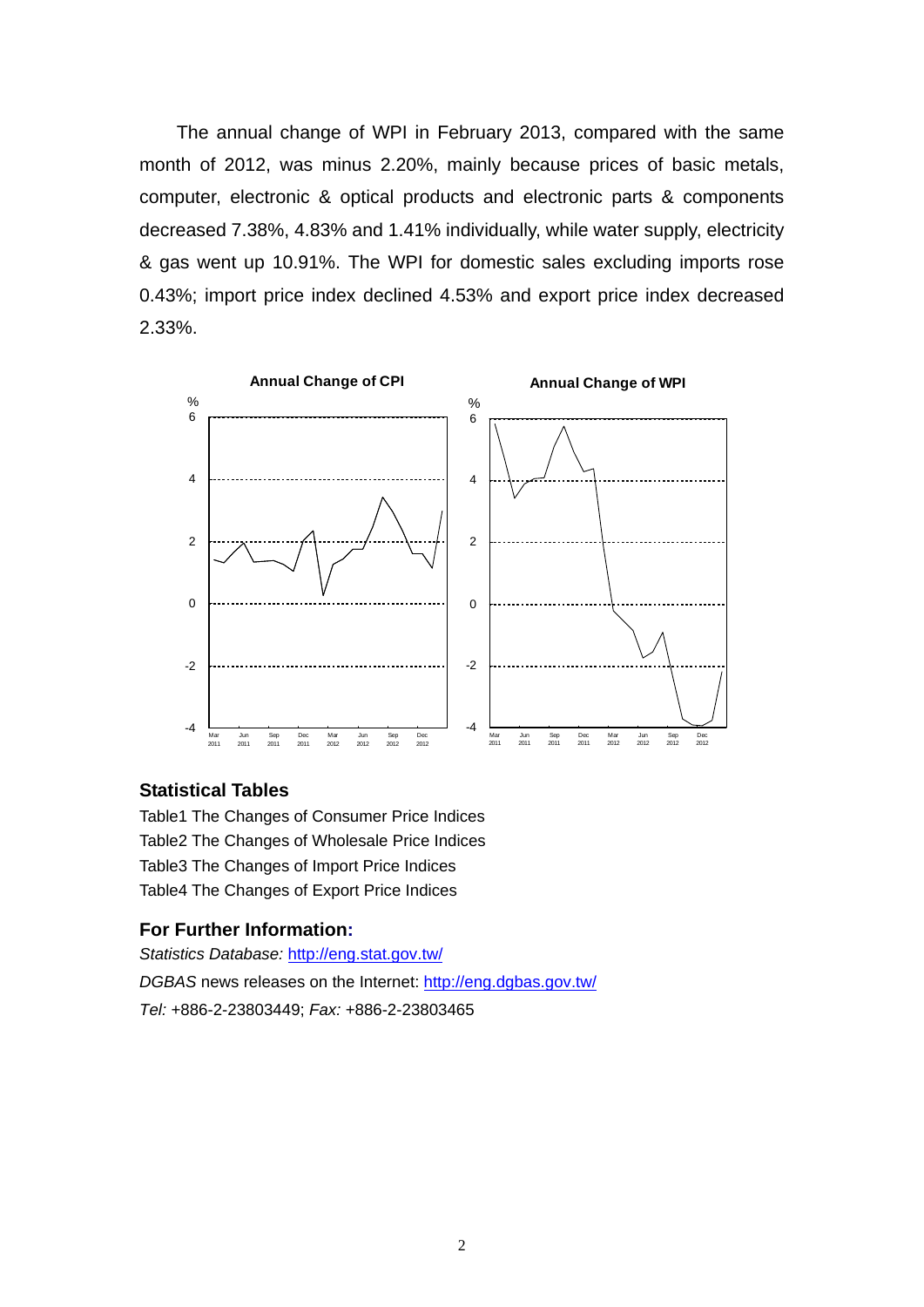The annual change of WPI in February 2013, compared with the same month of 2012, was minus 2.20%, mainly because prices of basic metals, computer, electronic & optical products and electronic parts & components decreased 7.38%, 4.83% and 1.41% individually, while water supply, electricity & gas went up 10.91%. The WPI for domestic sales excluding imports rose 0.43%; import price index declined 4.53% and export price index decreased 2.33%.

**Annual Change of CPI**

%

6
4
2
0
-2
-4

Mar 2011, Jun 2011, Sep 2011, Dec 2011, Mar 2012, Jun 2012, Sep 2012, Dec 2012

**Annual Change of WPI**

%

6
4
2
0
-2
-4

Mar 2011, Jun 2011, Sep 2011, Dec 2011, Mar 2012, Jun 2012, Sep 2012, Dec 2012

## Statistical Tables

Table1 The Changes of Consumer Price Indices
Table2 The Changes of Wholesale Price Indices
Table3 The Changes of Import Price Indices
Table4 The Changes of Export Price Indices

## For Further Information:

*Statistics Database:* http://eng.stat.gov.tw/
*DGBAS* news releases on the Internet: http://eng.dgbas.gov.tw/
*Tel:* +886-2-23803449; *Fax:* +886-2-23803465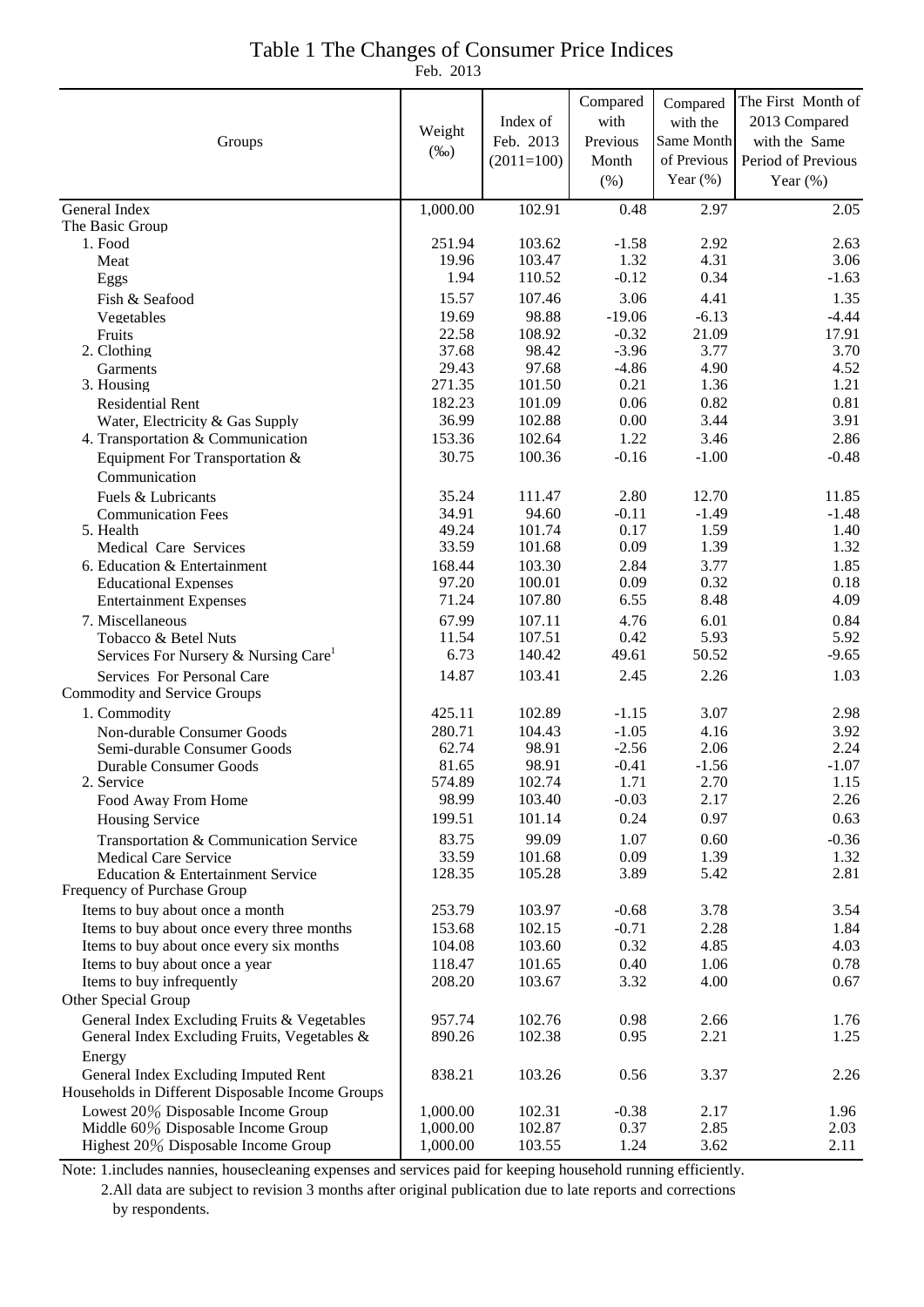# Table 1 The Changes of Consumer Price Indices

Feb. 2013

| Groups | Weight (‰) | Index of Feb. 2013 (2011=100) | Compared with Previous Month (%) | Compared with the Same Month of Previous Year (%) | The First Month of 2013 Compared with the Same Period of Previous Year (%) |
|---|---|---|---|---|---|
| General Index | 1,000.00 | 102.91 | 0.48 | 2.97 | 2.05 |
| The Basic Group | | | | | |
| 1. Food | 251.94 | 103.62 | -1.58 | 2.92 | 2.63 |
| Meat | 19.96 | 103.47 | 1.32 | 4.31 | 3.06 |
| Eggs | 1.94 | 110.52 | -0.12 | 0.34 | -1.63 |
| Fish & Seafood | 15.57 | 107.46 | 3.06 | 4.41 | 1.35 |
| Vegetables | 19.69 | 98.88 | -19.06 | -6.13 | -4.44 |
| Fruits | 22.58 | 108.92 | -0.32 | 21.09 | 17.91 |
| 2. Clothing | 37.68 | 98.42 | -3.96 | 3.77 | 3.70 |
| Garments | 29.43 | 97.68 | -4.86 | 4.90 | 4.52 |
| 3. Housing | 271.35 | 101.50 | 0.21 | 1.36 | 1.21 |
| Residential Rent | 182.23 | 101.09 | 0.06 | 0.82 | 0.81 |
| Water, Electricity & Gas Supply | 36.99 | 102.88 | 0.00 | 3.44 | 3.91 |
| 4. Transportation & Communication | 153.36 | 102.64 | 1.22 | 3.46 | 2.86 |
| Equipment For Transportation & Communication | 30.75 | 100.36 | -0.16 | -1.00 | -0.48 |
| Fuels & Lubricants | 35.24 | 111.47 | 2.80 | 12.70 | 11.85 |
| Communication Fees | 34.91 | 94.60 | -0.11 | -1.49 | -1.48 |
| 5. Health | 49.24 | 101.74 | 0.17 | 1.59 | 1.40 |
| Medical Care Services | 33.59 | 101.68 | 0.09 | 1.39 | 1.32 |
| 6. Education & Entertainment | 168.44 | 103.30 | 2.84 | 3.77 | 1.85 |
| Educational Expenses | 97.20 | 100.01 | 0.09 | 0.32 | 0.18 |
| Entertainment Expenses | 71.24 | 107.80 | 6.55 | 8.48 | 4.09 |
| 7. Miscellaneous | 67.99 | 107.11 | 4.76 | 6.01 | 0.84 |
| Tobacco & Betel Nuts | 11.54 | 107.51 | 0.42 | 5.93 | 5.92 |
| Services For Nursery & Nursing Care[1] | 6.73 | 140.42 | 49.61 | 50.52 | -9.65 |
| Services For Personal Care | 14.87 | 103.41 | 2.45 | 2.26 | 1.03 |
| Commodity and Service Groups | | | | | |
| 1. Commodity | 425.11 | 102.89 | -1.15 | 3.07 | 2.98 |
| Non-durable Consumer Goods | 280.71 | 104.43 | -1.05 | 4.16 | 3.92 |
| Semi-durable Consumer Goods | 62.74 | 98.91 | -2.56 | 2.06 | 2.24 |
| Durable Consumer Goods | 81.65 | 98.91 | -0.41 | -1.56 | -1.07 |
| 2. Service | 574.89 | 102.74 | 1.71 | 2.70 | 1.15 |
| Food Away From Home | 98.99 | 103.40 | -0.03 | 2.17 | 2.26 |
| Housing Service | 199.51 | 101.14 | 0.24 | 0.97 | 0.63 |
| Transportation & Communication Service | 83.75 | 99.09 | 1.07 | 0.60 | -0.36 |
| Medical Care Service | 33.59 | 101.68 | 0.09 | 1.39 | 1.32 |
| Education & Entertainment Service | 128.35 | 105.28 | 3.89 | 5.42 | 2.81 |
| Frequency of Purchase Group | | | | | |
| Items to buy about once a month | 253.79 | 103.97 | -0.68 | 3.78 | 3.54 |
| Items to buy about once every three months | 153.68 | 102.15 | -0.71 | 2.28 | 1.84 |
| Items to buy about once every six months | 104.08 | 103.60 | 0.32 | 4.85 | 4.03 |
| Items to buy about once a year | 118.47 | 101.65 | 0.40 | 1.06 | 0.78 |
| Items to buy infrequently | 208.20 | 103.67 | 3.32 | 4.00 | 0.67 |
| Other Special Group | | | | | |
| General Index Excluding Fruits & Vegetables | 957.74 | 102.76 | 0.98 | 2.66 | 1.76 |
| General Index Excluding Fruits, Vegetables & Energy | 890.26 | 102.38 | 0.95 | 2.21 | 1.25 |
| General Index Excluding Imputed Rent | 838.21 | 103.26 | 0.56 | 3.37 | 2.26 |
| Households in Different Disposable Income Groups | | | | | |
| Lowest 20% Disposable Income Group | 1,000.00 | 102.31 | -0.38 | 2.17 | 1.96 |
| Middle 60% Disposable Income Group | 1,000.00 | 102.87 | 0.37 | 2.85 | 2.03 |
| Highest 20% Disposable Income Group | 1,000.00 | 103.55 | 1.24 | 3.62 | 2.11 |

Note: 1.includes nannies, housecleaning expenses and services paid for keeping household running efficiently.

2.All data are subject to revision 3 months after original publication due to late reports and corrections by respondents.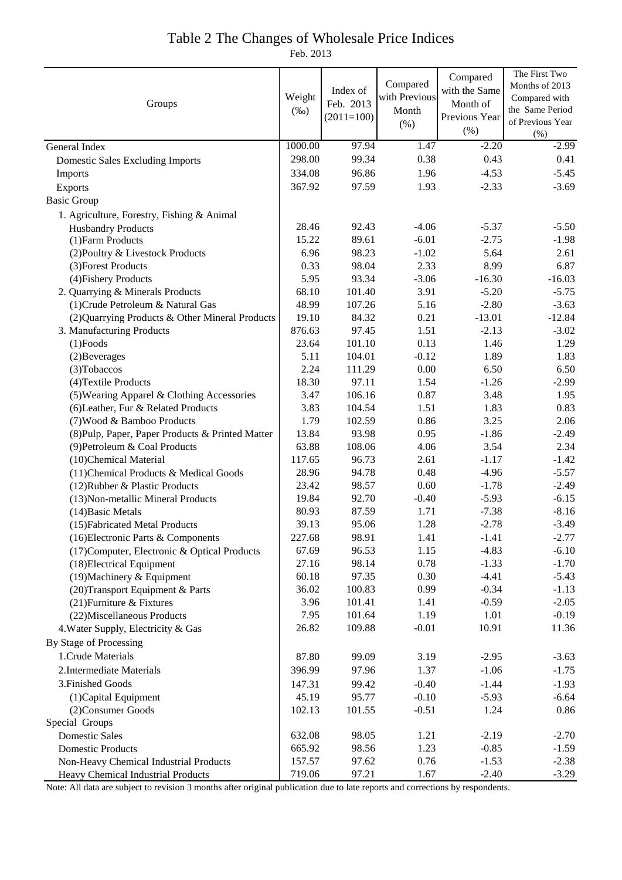# Table 2 The Changes of Wholesale Price Indices

Feb. 2013

| Groups | Weight (‰) | Index of Feb. 2013 (2011=100) | Compared with Previous Month (%) | Compared with the Same Month of Previous Year (%) | The First Two Months of 2013 Compared with the Same Period of Previous Year (%) |
|---|---|---|---|---|---|
| General Index | 1000.00 | 97.94 | 1.47 | -2.20 | -2.99 |
| Domestic Sales Excluding Imports | 298.00 | 99.34 | 0.38 | 0.43 | 0.41 |
| Imports | 334.08 | 96.86 | 1.96 | -4.53 | -5.45 |
| Exports | 367.92 | 97.59 | 1.93 | -2.33 | -3.69 |
| Basic Group | | | | | |
| 1. Agriculture, Forestry, Fishing & Animal Husbandry Products | 28.46 | 92.43 | -4.06 | -5.37 | -5.50 |
| (1)Farm Products | 15.22 | 89.61 | -6.01 | -2.75 | -1.98 |
| (2)Poultry & Livestock Products | 6.96 | 98.23 | -1.02 | 5.64 | 2.61 |
| (3)Forest Products | 0.33 | 98.04 | 2.33 | 8.99 | 6.87 |
| (4)Fishery Products | 5.95 | 93.34 | -3.06 | -16.30 | -16.03 |
| 2. Quarrying & Minerals Products | 68.10 | 101.40 | 3.91 | -5.20 | -5.75 |
| (1)Crude Petroleum & Natural Gas | 48.99 | 107.26 | 5.16 | -2.80 | -3.63 |
| (2)Quarrying Products & Other Mineral Products | 19.10 | 84.32 | 0.21 | -13.01 | -12.84 |
| 3. Manufacturing Products | 876.63 | 97.45 | 1.51 | -2.13 | -3.02 |
| (1)Foods | 23.64 | 101.10 | 0.13 | 1.46 | 1.29 |
| (2)Beverages | 5.11 | 104.01 | -0.12 | 1.89 | 1.83 |
| (3)Tobaccos | 2.24 | 111.29 | 0.00 | 6.50 | 6.50 |
| (4)Textile Products | 18.30 | 97.11 | 1.54 | -1.26 | -2.99 |
| (5)Wearing Apparel & Clothing Accessories | 3.47 | 106.16 | 0.87 | 3.48 | 1.95 |
| (6)Leather, Fur & Related Products | 3.83 | 104.54 | 1.51 | 1.83 | 0.83 |
| (7)Wood & Bamboo Products | 1.79 | 102.59 | 0.86 | 3.25 | 2.06 |
| (8)Pulp, Paper, Paper Products & Printed Matter | 13.84 | 93.98 | 0.95 | -1.86 | -2.49 |
| (9)Petroleum & Coal Products | 63.88 | 108.06 | 4.06 | 3.54 | 2.34 |
| (10)Chemical Material | 117.65 | 96.73 | 2.61 | -1.17 | -1.42 |
| (11)Chemical Products & Medical Goods | 28.96 | 94.78 | 0.48 | -4.96 | -5.57 |
| (12)Rubber & Plastic Products | 23.42 | 98.57 | 0.60 | -1.78 | -2.49 |
| (13)Non-metallic Mineral Products | 19.84 | 92.70 | -0.40 | -5.93 | -6.15 |
| (14)Basic Metals | 80.93 | 87.59 | 1.71 | -7.38 | -8.16 |
| (15)Fabricated Metal Products | 39.13 | 95.06 | 1.28 | -2.78 | -3.49 |
| (16)Electronic Parts & Components | 227.68 | 98.91 | 1.41 | -1.41 | -2.77 |
| (17)Computer, Electronic & Optical Products | 67.69 | 96.53 | 1.15 | -4.83 | -6.10 |
| (18)Electrical Equipment | 27.16 | 98.14 | 0.78 | -1.33 | -1.70 |
| (19)Machinery & Equipment | 60.18 | 97.35 | 0.30 | -4.41 | -5.43 |
| (20)Transport Equipment & Parts | 36.02 | 100.83 | 0.99 | -0.34 | -1.13 |
| (21)Furniture & Fixtures | 3.96 | 101.41 | 1.41 | -0.59 | -2.05 |
| (22)Miscellaneous Products | 7.95 | 101.64 | 1.19 | 1.01 | -0.19 |
| 4.Water Supply, Electricity & Gas | 26.82 | 109.88 | -0.01 | 10.91 | 11.36 |
| By Stage of Processing | | | | | |
| 1.Crude Materials | 87.80 | 99.09 | 3.19 | -2.95 | -3.63 |
| 2.Intermediate Materials | 396.99 | 97.96 | 1.37 | -1.06 | -1.75 |
| 3.Finished Goods | 147.31 | 99.42 | -0.40 | -1.44 | -1.93 |
| (1)Capital Equipment | 45.19 | 95.77 | -0.10 | -5.93 | -6.64 |
| (2)Consumer Goods | 102.13 | 101.55 | -0.51 | 1.24 | 0.86 |
| Special Groups | | | | | |
| Domestic Sales | 632.08 | 98.05 | 1.21 | -2.19 | -2.70 |
| Domestic Products | 665.92 | 98.56 | 1.23 | -0.85 | -1.59 |
| Non-Heavy Chemical Industrial Products | 157.57 | 97.62 | 0.76 | -1.53 | -2.38 |
| Heavy Chemical Industrial Products | 719.06 | 97.21 | 1.67 | -2.40 | -3.29 |

Note: All data are subject to revision 3 months after original publication due to late reports and corrections by respondents.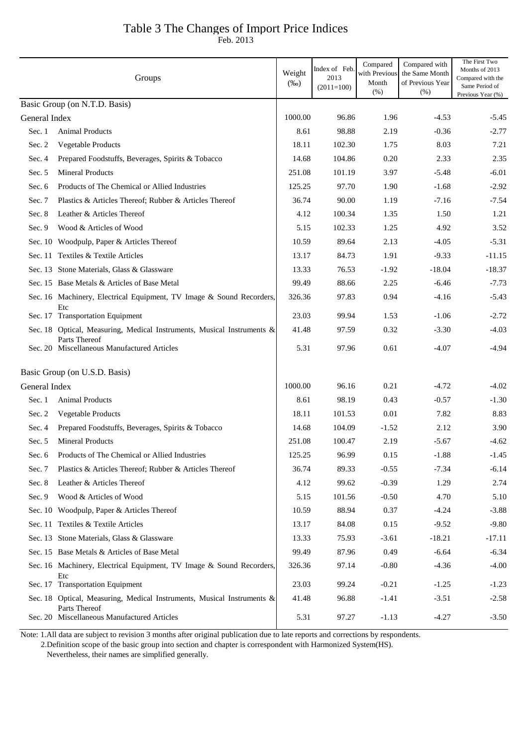# Table 3 The Changes of Import Price Indices

Feb. 2013

| Groups | | Weight (‰) | Index of Feb. 2013 (2011=100) | Compared with Previous Month (%) | Compared with the Same Month of Previous Year (%) | The First Two Months of 2013 Compared with the Same Period of Previous Year (%) |
|---|---|---|---|---|---|---|
| Basic Group (on N.T.D. Basis) | | | | | | |
| General Index | | 1000.00 | 96.86 | 1.96 | -4.53 | -5.45 |
| Sec. 1 | Animal Products | 8.61 | 98.88 | 2.19 | -0.36 | -2.77 |
| Sec. 2 | Vegetable Products | 18.11 | 102.30 | 1.75 | 8.03 | 7.21 |
| Sec. 4 | Prepared Foodstuffs, Beverages, Spirits & Tobacco | 14.68 | 104.86 | 0.20 | 2.33 | 2.35 |
| Sec. 5 | Mineral Products | 251.08 | 101.19 | 3.97 | -5.48 | -6.01 |
| Sec. 6 | Products of The Chemical or Allied Industries | 125.25 | 97.70 | 1.90 | -1.68 | -2.92 |
| Sec. 7 | Plastics & Articles Thereof; Rubber & Articles Thereof | 36.74 | 90.00 | 1.19 | -7.16 | -7.54 |
| Sec. 8 | Leather & Articles Thereof | 4.12 | 100.34 | 1.35 | 1.50 | 1.21 |
| Sec. 9 | Wood & Articles of Wood | 5.15 | 102.33 | 1.25 | 4.92 | 3.52 |
| Sec. 10 | Woodpulp, Paper & Articles Thereof | 10.59 | 89.64 | 2.13 | -4.05 | -5.31 |
| Sec. 11 | Textiles & Textile Articles | 13.17 | 84.73 | 1.91 | -9.33 | -11.15 |
| Sec. 13 | Stone Materials, Glass & Glassware | 13.33 | 76.53 | -1.92 | -18.04 | -18.37 |
| Sec. 15 | Base Metals & Articles of Base Metal | 99.49 | 88.66 | 2.25 | -6.46 | -7.73 |
| Sec. 16 | Machinery, Electrical Equipment, TV Image & Sound Recorders, Etc | 326.36 | 97.83 | 0.94 | -4.16 | -5.43 |
| Sec. 17 | Transportation Equipment | 23.03 | 99.94 | 1.53 | -1.06 | -2.72 |
| Sec. 18 | Optical, Measuring, Medical Instruments, Musical Instruments & Parts Thereof | 41.48 | 97.59 | 0.32 | -3.30 | -4.03 |
| Sec. 20 | Miscellaneous Manufactured Articles | 5.31 | 97.96 | 0.61 | -4.07 | -4.94 |
| Basic Group (on U.S.D. Basis) | | | | | | |
| General Index | | 1000.00 | 96.16 | 0.21 | -4.72 | -4.02 |
| Sec. 1 | Animal Products | 8.61 | 98.19 | 0.43 | -0.57 | -1.30 |
| Sec. 2 | Vegetable Products | 18.11 | 101.53 | 0.01 | 7.82 | 8.83 |
| Sec. 4 | Prepared Foodstuffs, Beverages, Spirits & Tobacco | 14.68 | 104.09 | -1.52 | 2.12 | 3.90 |
| Sec. 5 | Mineral Products | 251.08 | 100.47 | 2.19 | -5.67 | -4.62 |
| Sec. 6 | Products of The Chemical or Allied Industries | 125.25 | 96.99 | 0.15 | -1.88 | -1.45 |
| Sec. 7 | Plastics & Articles Thereof; Rubber & Articles Thereof | 36.74 | 89.33 | -0.55 | -7.34 | -6.14 |
| Sec. 8 | Leather & Articles Thereof | 4.12 | 99.62 | -0.39 | 1.29 | 2.74 |
| Sec. 9 | Wood & Articles of Wood | 5.15 | 101.56 | -0.50 | 4.70 | 5.10 |
| Sec. 10 | Woodpulp, Paper & Articles Thereof | 10.59 | 88.94 | 0.37 | -4.24 | -3.88 |
| Sec. 11 | Textiles & Textile Articles | 13.17 | 84.08 | 0.15 | -9.52 | -9.80 |
| Sec. 13 | Stone Materials, Glass & Glassware | 13.33 | 75.93 | -3.61 | -18.21 | -17.11 |
| Sec. 15 | Base Metals & Articles of Base Metal | 99.49 | 87.96 | 0.49 | -6.64 | -6.34 |
| Sec. 16 | Machinery, Electrical Equipment, TV Image & Sound Recorders, Etc | 326.36 | 97.14 | -0.80 | -4.36 | -4.00 |
| Sec. 17 | Transportation Equipment | 23.03 | 99.24 | -0.21 | -1.25 | -1.23 |
| Sec. 18 | Optical, Measuring, Medical Instruments, Musical Instruments & Parts Thereof | 41.48 | 96.88 | -1.41 | -3.51 | -2.58 |
| Sec. 20 | Miscellaneous Manufactured Articles | 5.31 | 97.27 | -1.13 | -4.27 | -3.50 |

Note: 1.All data are subject to revision 3 months after original publication due to late reports and corrections by respondents.

2.Definition scope of the basic group into section and chapter is correspondent with Harmonized System(HS). Nevertheless, their names are simplified generally.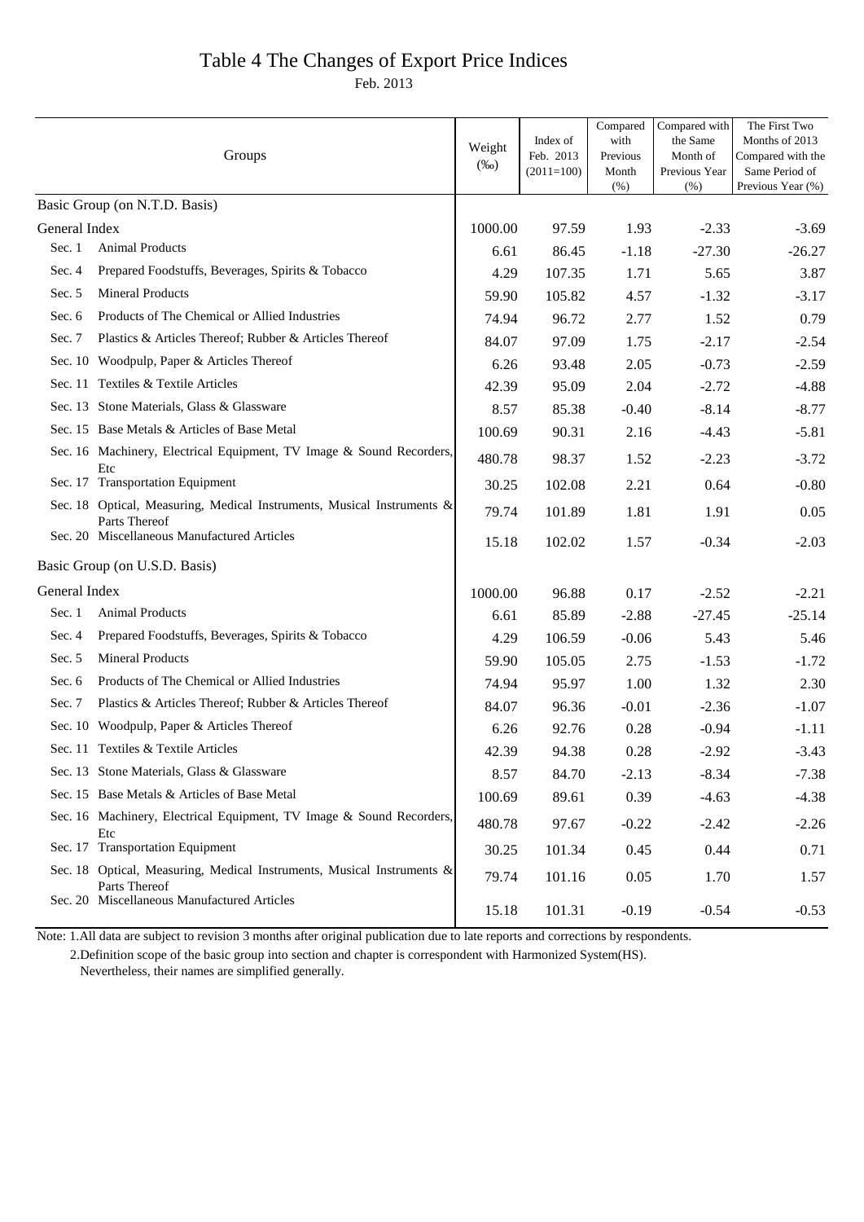# Table 4 The Changes of Export Price Indices

Feb. 2013

| Groups | | Weight (‰) | Index of Feb. 2013 (2011=100) | Compared with Previous Month (%) | Compared with the Same Month of Previous Year (%) | The First Two Months of 2013 Compared with the Same Period of Previous Year (%) |
|---|---|---|---|---|---|---|
| Basic Group (on N.T.D. Basis) | | | | | | |
| General Index | | 1000.00 | 97.59 | 1.93 | -2.33 | -3.69 |
| Sec. 1 | Animal Products | 6.61 | 86.45 | -1.18 | -27.30 | -26.27 |
| Sec. 4 | Prepared Foodstuffs, Beverages, Spirits & Tobacco | 4.29 | 107.35 | 1.71 | 5.65 | 3.87 |
| Sec. 5 | Mineral Products | 59.90 | 105.82 | 4.57 | -1.32 | -3.17 |
| Sec. 6 | Products of The Chemical or Allied Industries | 74.94 | 96.72 | 2.77 | 1.52 | 0.79 |
| Sec. 7 | Plastics & Articles Thereof; Rubber & Articles Thereof | 84.07 | 97.09 | 1.75 | -2.17 | -2.54 |
| Sec. 10 | Woodpulp, Paper & Articles Thereof | 6.26 | 93.48 | 2.05 | -0.73 | -2.59 |
| Sec. 11 | Textiles & Textile Articles | 42.39 | 95.09 | 2.04 | -2.72 | -4.88 |
| Sec. 13 | Stone Materials, Glass & Glassware | 8.57 | 85.38 | -0.40 | -8.14 | -8.77 |
| Sec. 15 | Base Metals & Articles of Base Metal | 100.69 | 90.31 | 2.16 | -4.43 | -5.81 |
| Sec. 16 | Machinery, Electrical Equipment, TV Image & Sound Recorders, Etc | 480.78 | 98.37 | 1.52 | -2.23 | -3.72 |
| Sec. 17 | Transportation Equipment | 30.25 | 102.08 | 2.21 | 0.64 | -0.80 |
| Sec. 18 | Optical, Measuring, Medical Instruments, Musical Instruments & Parts Thereof | 79.74 | 101.89 | 1.81 | 1.91 | 0.05 |
| Sec. 20 | Miscellaneous Manufactured Articles | 15.18 | 102.02 | 1.57 | -0.34 | -2.03 |
| Basic Group (on U.S.D. Basis) | | | | | | |
| General Index | | 1000.00 | 96.88 | 0.17 | -2.52 | -2.21 |
| Sec. 1 | Animal Products | 6.61 | 85.89 | -2.88 | -27.45 | -25.14 |
| Sec. 4 | Prepared Foodstuffs, Beverages, Spirits & Tobacco | 4.29 | 106.59 | -0.06 | 5.43 | 5.46 |
| Sec. 5 | Mineral Products | 59.90 | 105.05 | 2.75 | -1.53 | -1.72 |
| Sec. 6 | Products of The Chemical or Allied Industries | 74.94 | 95.97 | 1.00 | 1.32 | 2.30 |
| Sec. 7 | Plastics & Articles Thereof; Rubber & Articles Thereof | 84.07 | 96.36 | -0.01 | -2.36 | -1.07 |
| Sec. 10 | Woodpulp, Paper & Articles Thereof | 6.26 | 92.76 | 0.28 | -0.94 | -1.11 |
| Sec. 11 | Textiles & Textile Articles | 42.39 | 94.38 | 0.28 | -2.92 | -3.43 |
| Sec. 13 | Stone Materials, Glass & Glassware | 8.57 | 84.70 | -2.13 | -8.34 | -7.38 |
| Sec. 15 | Base Metals & Articles of Base Metal | 100.69 | 89.61 | 0.39 | -4.63 | -4.38 |
| Sec. 16 | Machinery, Electrical Equipment, TV Image & Sound Recorders, Etc | 480.78 | 97.67 | -0.22 | -2.42 | -2.26 |
| Sec. 17 | Transportation Equipment | 30.25 | 101.34 | 0.45 | 0.44 | 0.71 |
| Sec. 18 | Optical, Measuring, Medical Instruments, Musical Instruments & Parts Thereof | 79.74 | 101.16 | 0.05 | 1.70 | 1.57 |
| Sec. 20 | Miscellaneous Manufactured Articles | 15.18 | 101.31 | -0.19 | -0.54 | -0.53 |

Note: 1.All data are subject to revision 3 months after original publication due to late reports and corrections by respondents.

2.Definition scope of the basic group into section and chapter is correspondent with Harmonized System(HS). Nevertheless, their names are simplified generally.